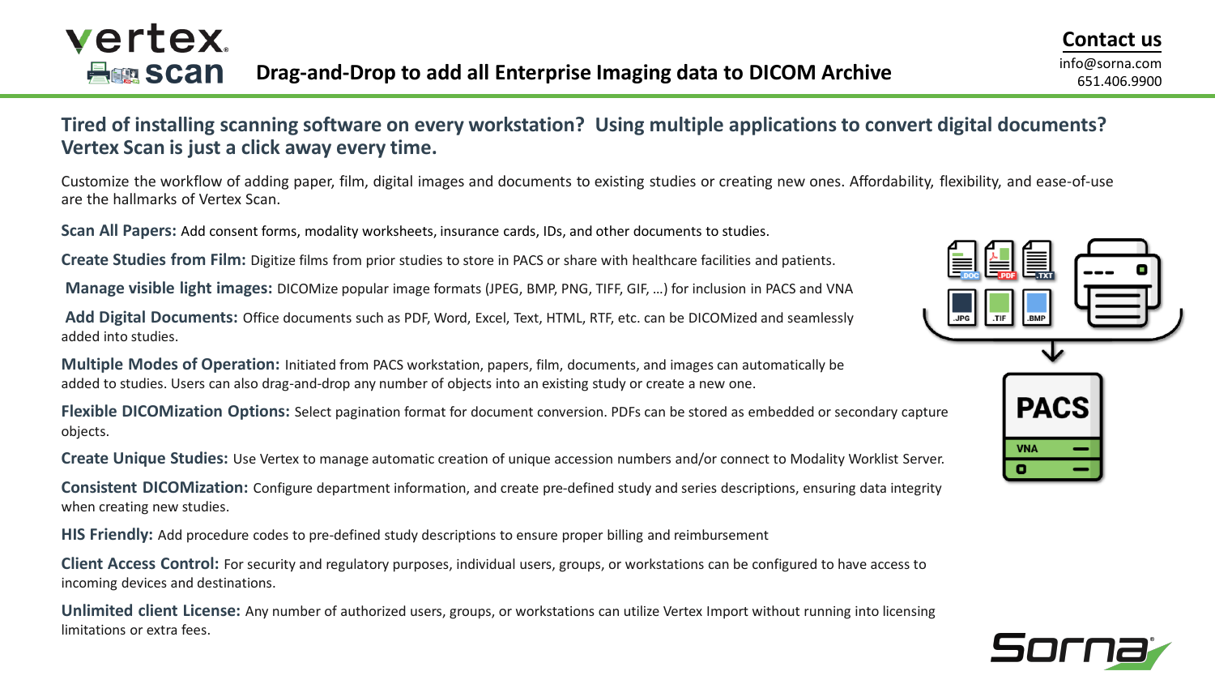# Vertex Scan

## Drag-and-Drop to add all Enterprise Imaging data to DICOM Archive

**Contact us**
info@sorna.com
651.406.9900

### Tired of installing scanning software on every workstation? Using multiple applications to convert digital documents? Vertex Scan is just a click away every time.

Customize the workflow of adding paper, film, digital images and documents to existing studies or creating new ones. Affordability, flexibility, and ease-of-use are the hallmarks of Vertex Scan.

**Scan All Papers:** Add consent forms, modality worksheets, insurance cards, IDs, and other documents to studies.

**Create Studies from Film:** Digitize films from prior studies to store in PACS or share with healthcare facilities and patients.

**Manage visible light images:** DICOMize popular image formats (JPEG, BMP, PNG, TIFF, GIF, …) for inclusion in PACS and VNA

**Add Digital Documents:** Office documents such as PDF, Word, Excel, Text, HTML, RTF, etc. can be DICOMized and seamlessly added into studies.

**Multiple Modes of Operation:** Initiated from PACS workstation, papers, film, documents, and images can automatically be added to studies. Users can also drag-and-drop any number of objects into an existing study or create a new one.

**Flexible DICOMization Options:** Select pagination format for document conversion. PDFs can be stored as embedded or secondary capture objects.

**Create Unique Studies:** Use Vertex to manage automatic creation of unique accession numbers and/or connect to Modality Worklist Server.

**Consistent DICOMization:** Configure department information, and create pre-defined study and series descriptions, ensuring data integrity when creating new studies.

**HIS Friendly:** Add procedure codes to pre-defined study descriptions to ensure proper billing and reimbursement

**Client Access Control:** For security and regulatory purposes, individual users, groups, or workstations can be configured to have access to incoming devices and destinations.

**Unlimited client License:** Any number of authorized users, groups, or workstations can utilize Vertex Import without running into licensing limitations or extra fees.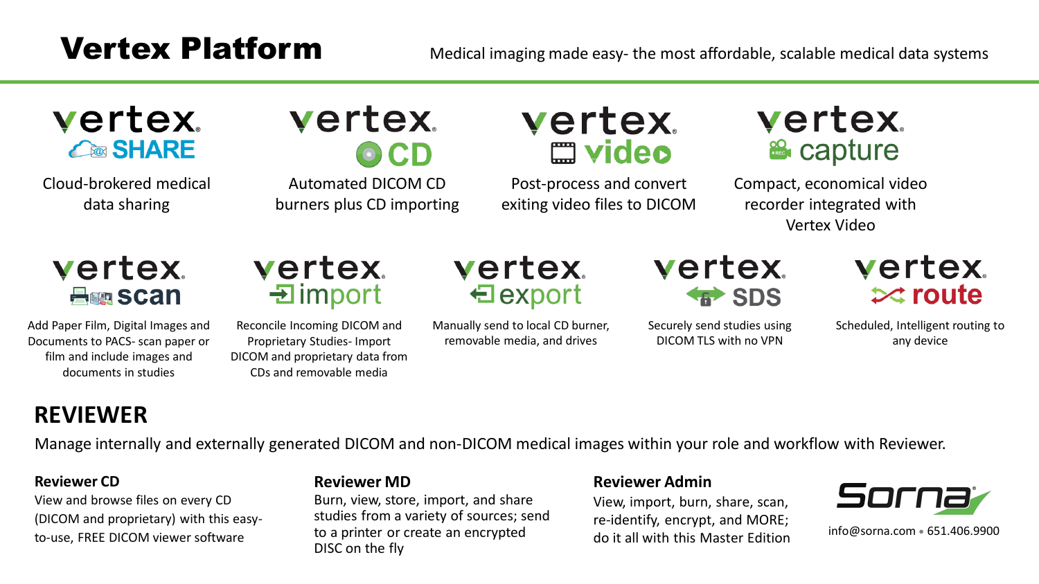# Vertex Platform

Medical imaging made easy- the most affordable, scalable medical data systems

**vertex SHARE**

Cloud-brokered medical data sharing

**vertex CD**

Automated DICOM CD burners plus CD importing

**vertex video**

Post-process and convert exiting video files to DICOM

**vertex capture**

Compact, economical video recorder integrated with Vertex Video

**vertex scan**

Add Paper Film, Digital Images and Documents to PACS- scan paper or film and include images and documents in studies

**vertex import**

Reconcile Incoming DICOM and Proprietary Studies- Import DICOM and proprietary data from CDs and removable media

**vertex export**

Manually send to local CD burner, removable media, and drives

**vertex SDS**

Securely send studies using DICOM TLS with no VPN

**vertex route**

Scheduled, Intelligent routing to any device

## REVIEWER

Manage internally and externally generated DICOM and non-DICOM medical images within your role and workflow with Reviewer.

**Reviewer CD**

View and browse files on every CD (DICOM and proprietary) with this easy-to-use, FREE DICOM viewer software

**Reviewer MD**

Burn, view, store, import, and share studies from a variety of sources; send to a printer or create an encrypted DISC on the fly

**Reviewer Admin**

View, import, burn, share, scan, re-identify, encrypt, and MORE; do it all with this Master Edition

Sorna

info@sorna.com • 651.406.9900